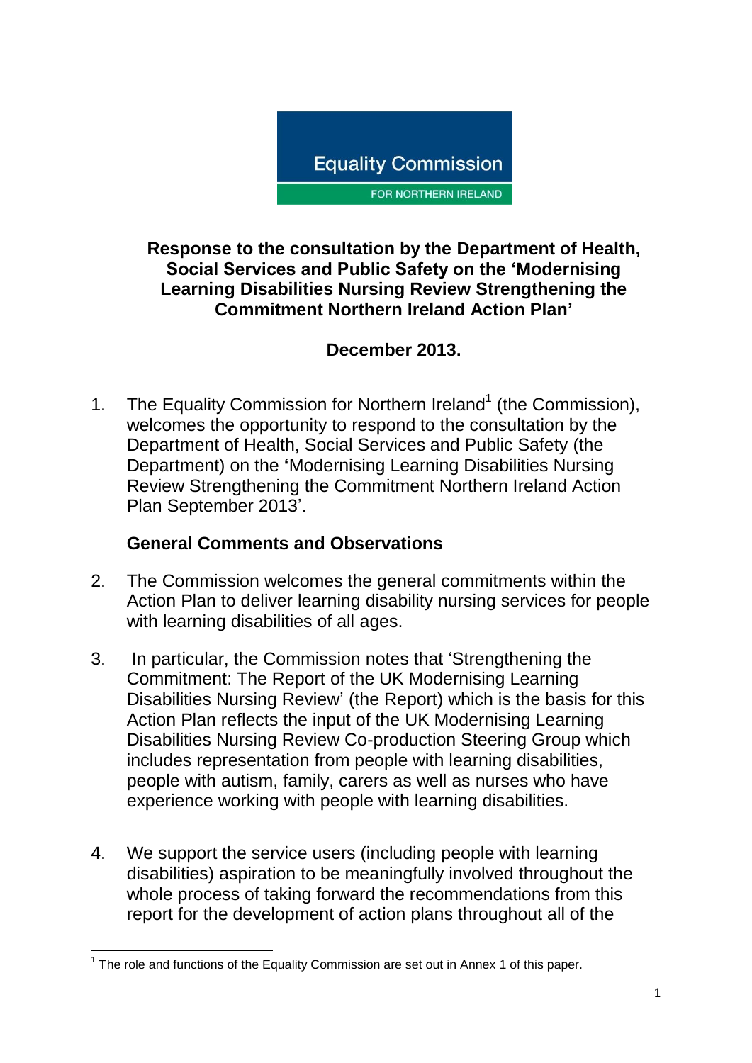Equality Commission

FOR NORTHERN IRELAND

**Response to the consultation by the Department of Health, Social Services and Public Safety on the 'Modernising Learning Disabilities Nursing Review Strengthening the Commitment Northern Ireland Action Plan'**

**December 2013.**

1. The Equality Commission for Northern Ireland[1] (the Commission), welcomes the opportunity to respond to the consultation by the Department of Health, Social Services and Public Safety (the Department) on the **'**Modernising Learning Disabilities Nursing Review Strengthening the Commitment Northern Ireland Action Plan September 2013'.

**General Comments and Observations**

2. The Commission welcomes the general commitments within the Action Plan to deliver learning disability nursing services for people with learning disabilities of all ages.

3. In particular, the Commission notes that 'Strengthening the Commitment: The Report of the UK Modernising Learning Disabilities Nursing Review' (the Report) which is the basis for this Action Plan reflects the input of the UK Modernising Learning Disabilities Nursing Review Co-production Steering Group which includes representation from people with learning disabilities, people with autism, family, carers as well as nurses who have experience working with people with learning disabilities.

4. We support the service users (including people with learning disabilities) aspiration to be meaningfully involved throughout the whole process of taking forward the recommendations from this report for the development of action plans throughout all of the

[1] The role and functions of the Equality Commission are set out in Annex 1 of this paper.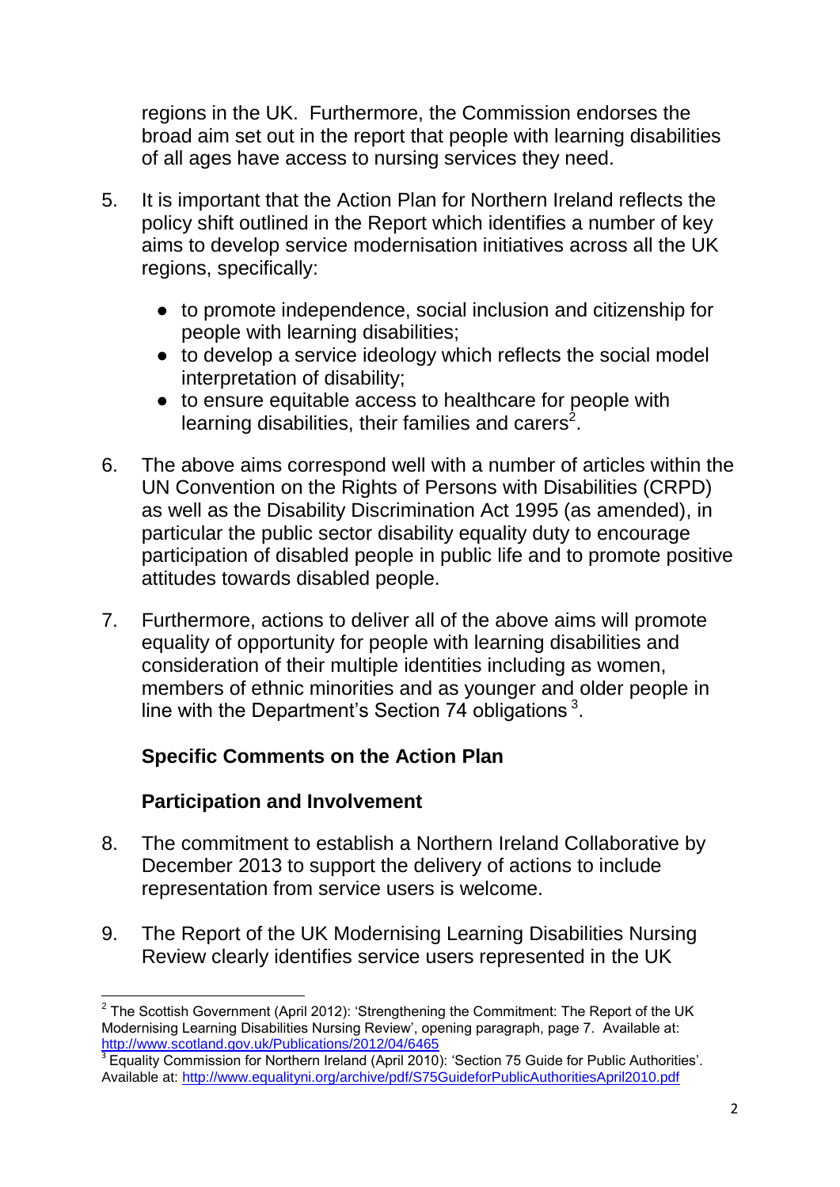regions in the UK. Furthermore, the Commission endorses the broad aim set out in the report that people with learning disabilities of all ages have access to nursing services they need.

5. It is important that the Action Plan for Northern Ireland reflects the policy shift outlined in the Report which identifies a number of key aims to develop service modernisation initiatives across all the UK regions, specifically:

   - to promote independence, social inclusion and citizenship for people with learning disabilities;
   - to develop a service ideology which reflects the social model interpretation of disability;
   - to ensure equitable access to healthcare for people with learning disabilities, their families and carers[2].

6. The above aims correspond well with a number of articles within the UN Convention on the Rights of Persons with Disabilities (CRPD) as well as the Disability Discrimination Act 1995 (as amended), in particular the public sector disability equality duty to encourage participation of disabled people in public life and to promote positive attitudes towards disabled people.

7. Furthermore, actions to deliver all of the above aims will promote equality of opportunity for people with learning disabilities and consideration of their multiple identities including as women, members of ethnic minorities and as younger and older people in line with the Department's Section 74 obligations[3].

**Specific Comments on the Action Plan**

**Participation and Involvement**

8. The commitment to establish a Northern Ireland Collaborative by December 2013 to support the delivery of actions to include representation from service users is welcome.

9. The Report of the UK Modernising Learning Disabilities Nursing Review clearly identifies service users represented in the UK

---

[2] The Scottish Government (April 2012): 'Strengthening the Commitment: The Report of the UK Modernising Learning Disabilities Nursing Review', opening paragraph, page 7. Available at: http://www.scotland.gov.uk/Publications/2012/04/6465

[3] Equality Commission for Northern Ireland (April 2010): 'Section 75 Guide for Public Authorities'. Available at: http://www.equalityni.org/archive/pdf/S75GuideforPublicAuthoritiesApril2010.pdf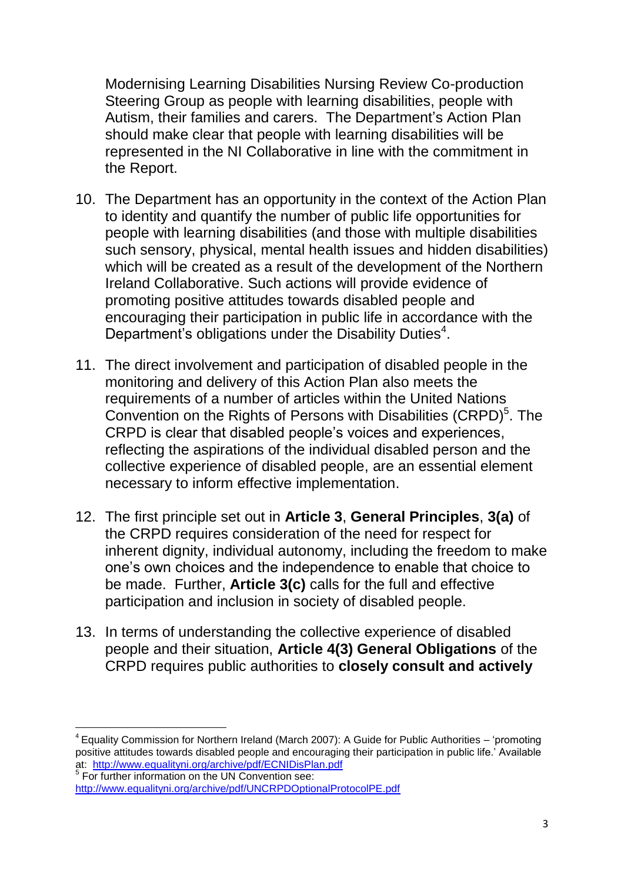Modernising Learning Disabilities Nursing Review Co-production Steering Group as people with learning disabilities, people with Autism, their families and carers. The Department's Action Plan should make clear that people with learning disabilities will be represented in the NI Collaborative in line with the commitment in the Report.

10. The Department has an opportunity in the context of the Action Plan to identity and quantify the number of public life opportunities for people with learning disabilities (and those with multiple disabilities such sensory, physical, mental health issues and hidden disabilities) which will be created as a result of the development of the Northern Ireland Collaborative. Such actions will provide evidence of promoting positive attitudes towards disabled people and encouraging their participation in public life in accordance with the Department's obligations under the Disability Duties[4].

11. The direct involvement and participation of disabled people in the monitoring and delivery of this Action Plan also meets the requirements of a number of articles within the United Nations Convention on the Rights of Persons with Disabilities (CRPD)[5]. The CRPD is clear that disabled people's voices and experiences, reflecting the aspirations of the individual disabled person and the collective experience of disabled people, are an essential element necessary to inform effective implementation.

12. The first principle set out in **Article 3**, **General Principles**, **3(a)** of the CRPD requires consideration of the need for respect for inherent dignity, individual autonomy, including the freedom to make one's own choices and the independence to enable that choice to be made. Further, **Article 3(c)** calls for the full and effective participation and inclusion in society of disabled people.

13. In terms of understanding the collective experience of disabled people and their situation, **Article 4(3) General Obligations** of the CRPD requires public authorities to **closely consult and actively**

---

[4] Equality Commission for Northern Ireland (March 2007): A Guide for Public Authorities – 'promoting positive attitudes towards disabled people and encouraging their participation in public life.' Available at: http://www.equalityni.org/archive/pdf/ECNIDisPlan.pdf

[5] For further information on the UN Convention see: http://www.equalityni.org/archive/pdf/UNCRPDOptionalProtocolPE.pdf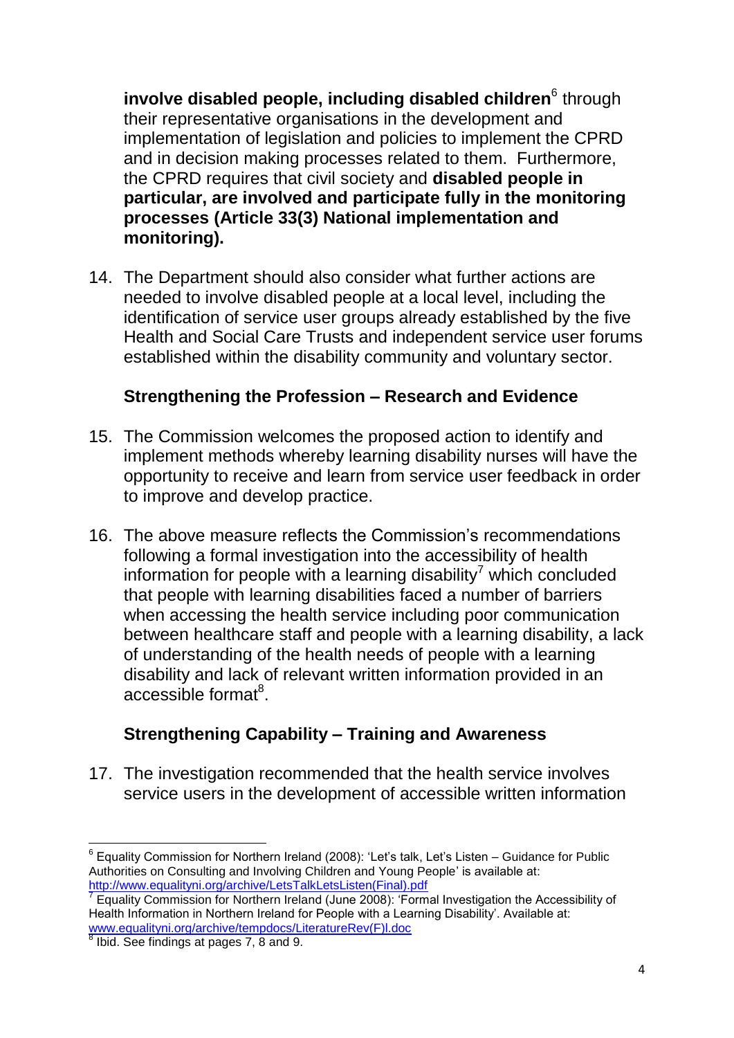**involve disabled people, including disabled children**[6] through their representative organisations in the development and implementation of legislation and policies to implement the CPRD and in decision making processes related to them. Furthermore, the CPRD requires that civil society and **disabled people in particular, are involved and participate fully in the monitoring processes (Article 33(3) National implementation and monitoring).**

14. The Department should also consider what further actions are needed to involve disabled people at a local level, including the identification of service user groups already established by the five Health and Social Care Trusts and independent service user forums established within the disability community and voluntary sector.

### Strengthening the Profession – Research and Evidence

15. The Commission welcomes the proposed action to identify and implement methods whereby learning disability nurses will have the opportunity to receive and learn from service user feedback in order to improve and develop practice.

16. The above measure reflects the Commission's recommendations following a formal investigation into the accessibility of health information for people with a learning disability[7] which concluded that people with learning disabilities faced a number of barriers when accessing the health service including poor communication between healthcare staff and people with a learning disability, a lack of understanding of the health needs of people with a learning disability and lack of relevant written information provided in an accessible format[8].

### Strengthening Capability – Training and Awareness

17. The investigation recommended that the health service involves service users in the development of accessible written information

---

[6] Equality Commission for Northern Ireland (2008): 'Let's talk, Let's Listen – Guidance for Public Authorities on Consulting and Involving Children and Young People' is available at: http://www.equalityni.org/archive/LetsTalkLetsListen(Final).pdf

[7] Equality Commission for Northern Ireland (June 2008): 'Formal Investigation the Accessibility of Health Information in Northern Ireland for People with a Learning Disability'. Available at: www.equalityni.org/archive/tempdocs/LiteratureRev(F)l.doc

[8] Ibid. See findings at pages 7, 8 and 9.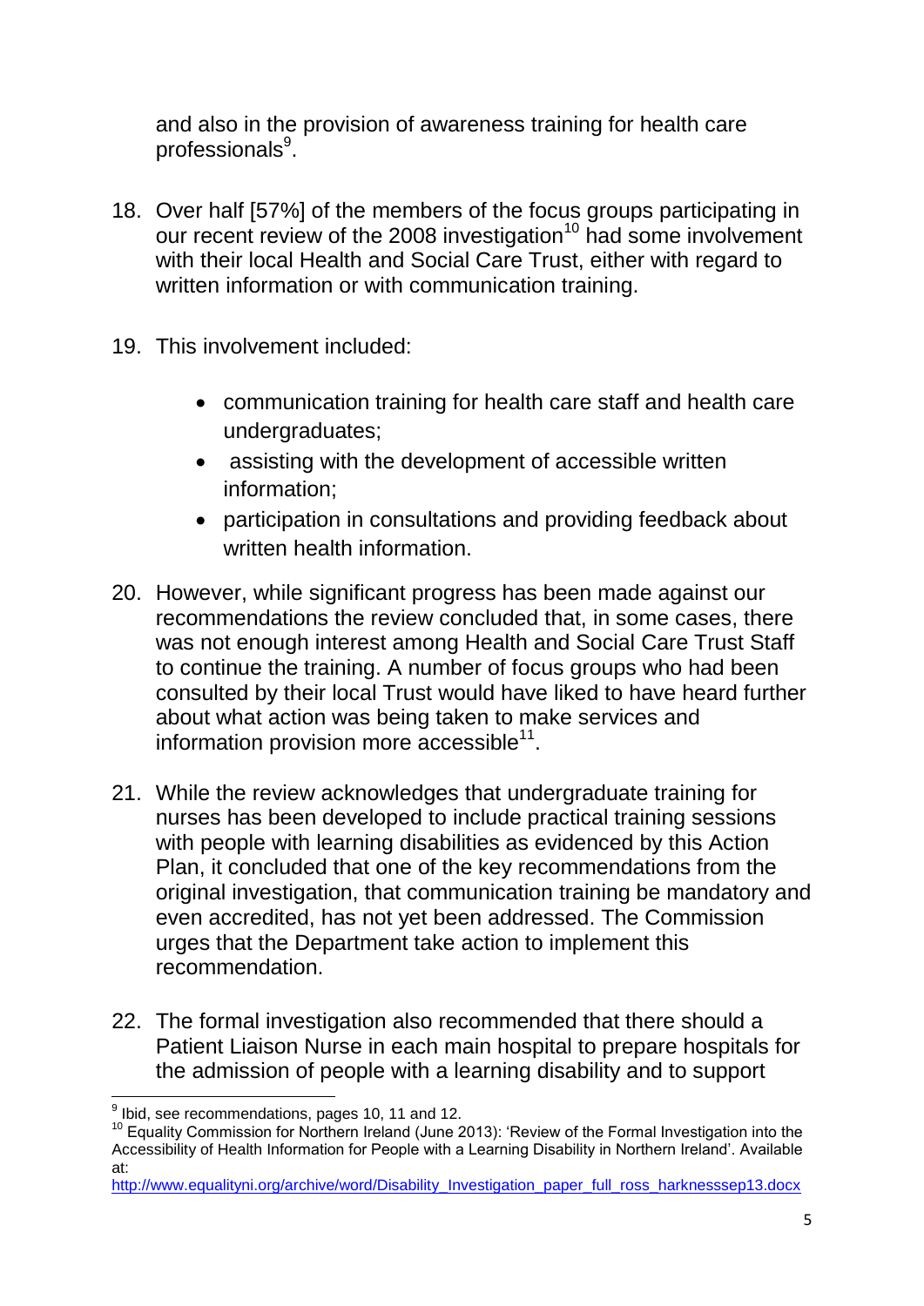and also in the provision of awareness training for health care professionals[9].

18. Over half [57%] of the members of the focus groups participating in our recent review of the 2008 investigation[10] had some involvement with their local Health and Social Care Trust, either with regard to written information or with communication training.

19. This involvement included:

    - communication training for health care staff and health care undergraduates;
    - assisting with the development of accessible written information;
    - participation in consultations and providing feedback about written health information.

20. However, while significant progress has been made against our recommendations the review concluded that, in some cases, there was not enough interest among Health and Social Care Trust Staff to continue the training. A number of focus groups who had been consulted by their local Trust would have liked to have heard further about what action was being taken to make services and information provision more accessible[11].

21. While the review acknowledges that undergraduate training for nurses has been developed to include practical training sessions with people with learning disabilities as evidenced by this Action Plan, it concluded that one of the key recommendations from the original investigation, that communication training be mandatory and even accredited, has not yet been addressed. The Commission urges that the Department take action to implement this recommendation.

22. The formal investigation also recommended that there should a Patient Liaison Nurse in each main hospital to prepare hospitals for the admission of people with a learning disability and to support

---

[9] Ibid, see recommendations, pages 10, 11 and 12.

[10] Equality Commission for Northern Ireland (June 2013): 'Review of the Formal Investigation into the Accessibility of Health Information for People with a Learning Disability in Northern Ireland'. Available at: http://www.equalityni.org/archive/word/Disability_Investigation_paper_full_ross_harknesssep13.docx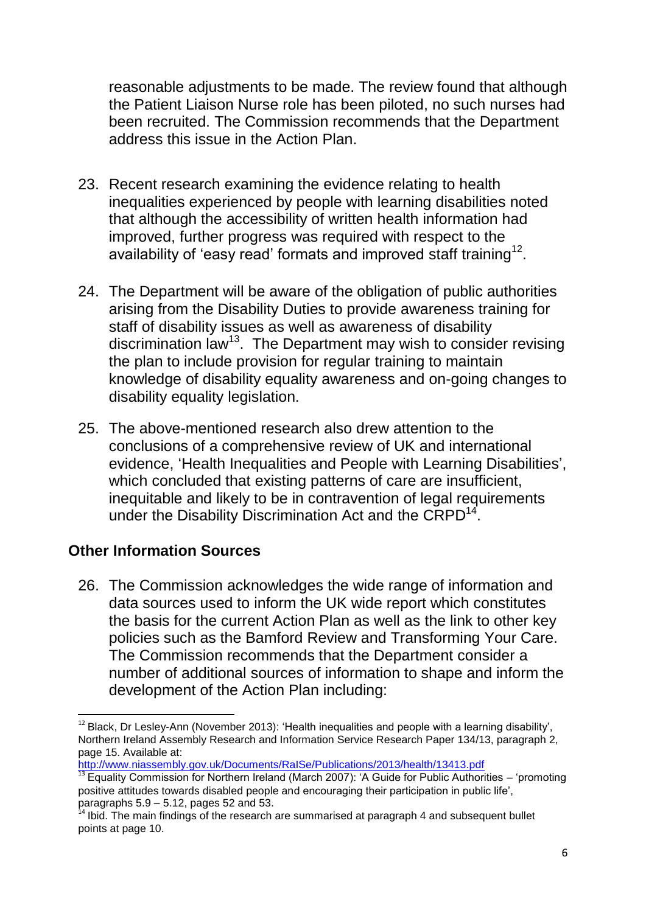reasonable adjustments to be made. The review found that although the Patient Liaison Nurse role has been piloted, no such nurses had been recruited. The Commission recommends that the Department address this issue in the Action Plan.

23. Recent research examining the evidence relating to health inequalities experienced by people with learning disabilities noted that although the accessibility of written health information had improved, further progress was required with respect to the availability of 'easy read' formats and improved staff training[12].

24. The Department will be aware of the obligation of public authorities arising from the Disability Duties to provide awareness training for staff of disability issues as well as awareness of disability discrimination law[13]. The Department may wish to consider revising the plan to include provision for regular training to maintain knowledge of disability equality awareness and on-going changes to disability equality legislation.

25. The above-mentioned research also drew attention to the conclusions of a comprehensive review of UK and international evidence, 'Health Inequalities and People with Learning Disabilities', which concluded that existing patterns of care are insufficient, inequitable and likely to be in contravention of legal requirements under the Disability Discrimination Act and the CRPD[14].

## Other Information Sources

26. The Commission acknowledges the wide range of information and data sources used to inform the UK wide report which constitutes the basis for the current Action Plan as well as the link to other key policies such as the Bamford Review and Transforming Your Care. The Commission recommends that the Department consider a number of additional sources of information to shape and inform the development of the Action Plan including:

---

[12] Black, Dr Lesley-Ann (November 2013): 'Health inequalities and people with a learning disability', Northern Ireland Assembly Research and Information Service Research Paper 134/13, paragraph 2, page 15. Available at: http://www.niassembly.gov.uk/Documents/RaISe/Publications/2013/health/13413.pdf

[13] Equality Commission for Northern Ireland (March 2007): 'A Guide for Public Authorities – 'promoting positive attitudes towards disabled people and encouraging their participation in public life', paragraphs 5.9 – 5.12, pages 52 and 53.

[14] Ibid. The main findings of the research are summarised at paragraph 4 and subsequent bullet points at page 10.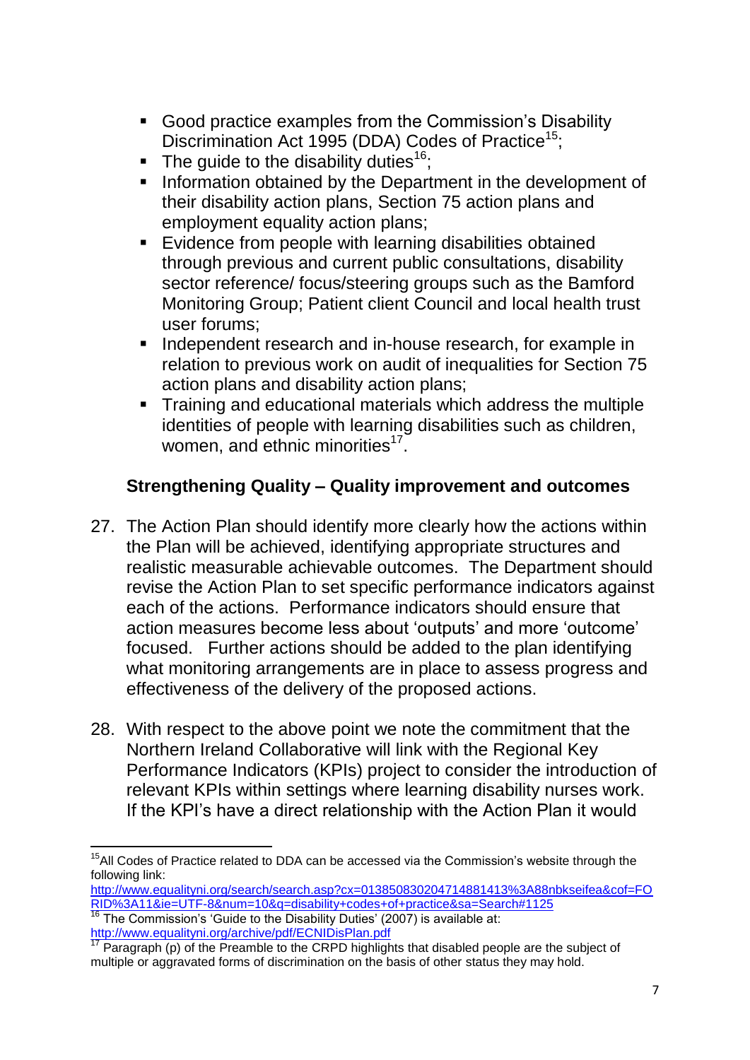- Good practice examples from the Commission's Disability Discrimination Act 1995 (DDA) Codes of Practice[15];
- The guide to the disability duties[16];
- Information obtained by the Department in the development of their disability action plans, Section 75 action plans and employment equality action plans;
- Evidence from people with learning disabilities obtained through previous and current public consultations, disability sector reference/ focus/steering groups such as the Bamford Monitoring Group; Patient client Council and local health trust user forums;
- Independent research and in-house research, for example in relation to previous work on audit of inequalities for Section 75 action plans and disability action plans;
- Training and educational materials which address the multiple identities of people with learning disabilities such as children, women, and ethnic minorities[17].

### Strengthening Quality – Quality improvement and outcomes

27. The Action Plan should identify more clearly how the actions within the Plan will be achieved, identifying appropriate structures and realistic measurable achievable outcomes. The Department should revise the Action Plan to set specific performance indicators against each of the actions. Performance indicators should ensure that action measures become less about 'outputs' and more 'outcome' focused. Further actions should be added to the plan identifying what monitoring arrangements are in place to assess progress and effectiveness of the delivery of the proposed actions.

28. With respect to the above point we note the commitment that the Northern Ireland Collaborative will link with the Regional Key Performance Indicators (KPIs) project to consider the introduction of relevant KPIs within settings where learning disability nurses work. If the KPI's have a direct relationship with the Action Plan it would

---

[15] All Codes of Practice related to DDA can be accessed via the Commission's website through the following link: http://www.equalityni.org/search/search.asp?cx=013850830204714881413%3A88nbkseifea&cof=FORID%3A11&ie=UTF-8&num=10&q=disability+codes+of+practice&sa=Search#1125

[16] The Commission's 'Guide to the Disability Duties' (2007) is available at: http://www.equalityni.org/archive/pdf/ECNIDisPlan.pdf

[17] Paragraph (p) of the Preamble to the CRPD highlights that disabled people are the subject of multiple or aggravated forms of discrimination on the basis of other status they may hold.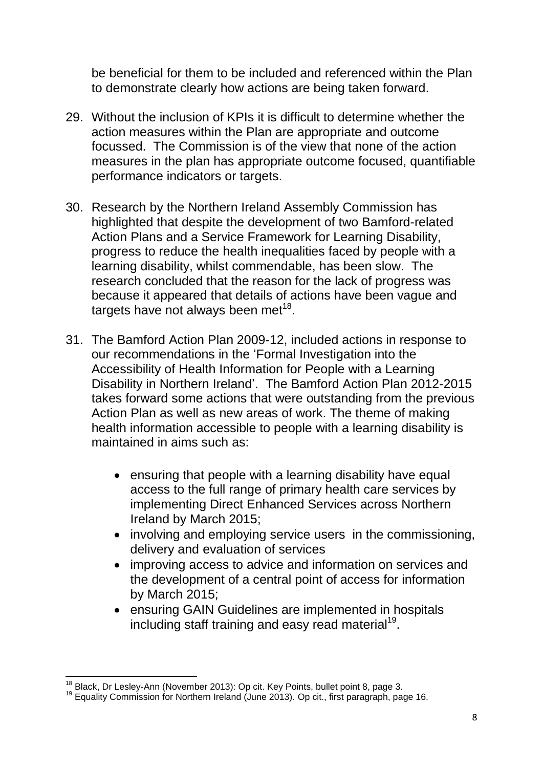be beneficial for them to be included and referenced within the Plan to demonstrate clearly how actions are being taken forward.

29. Without the inclusion of KPIs it is difficult to determine whether the action measures within the Plan are appropriate and outcome focussed. The Commission is of the view that none of the action measures in the plan has appropriate outcome focused, quantifiable performance indicators or targets.

30. Research by the Northern Ireland Assembly Commission has highlighted that despite the development of two Bamford-related Action Plans and a Service Framework for Learning Disability, progress to reduce the health inequalities faced by people with a learning disability, whilst commendable, has been slow. The research concluded that the reason for the lack of progress was because it appeared that details of actions have been vague and targets have not always been met[18].

31. The Bamford Action Plan 2009-12, included actions in response to our recommendations in the 'Formal Investigation into the Accessibility of Health Information for People with a Learning Disability in Northern Ireland'. The Bamford Action Plan 2012-2015 takes forward some actions that were outstanding from the previous Action Plan as well as new areas of work. The theme of making health information accessible to people with a learning disability is maintained in aims such as:

    - ensuring that people with a learning disability have equal access to the full range of primary health care services by implementing Direct Enhanced Services across Northern Ireland by March 2015;
    - involving and employing service users in the commissioning, delivery and evaluation of services
    - improving access to advice and information on services and the development of a central point of access for information by March 2015;
    - ensuring GAIN Guidelines are implemented in hospitals including staff training and easy read material[19].

---

[18] Black, Dr Lesley-Ann (November 2013): Op cit. Key Points, bullet point 8, page 3.

[19] Equality Commission for Northern Ireland (June 2013). Op cit., first paragraph, page 16.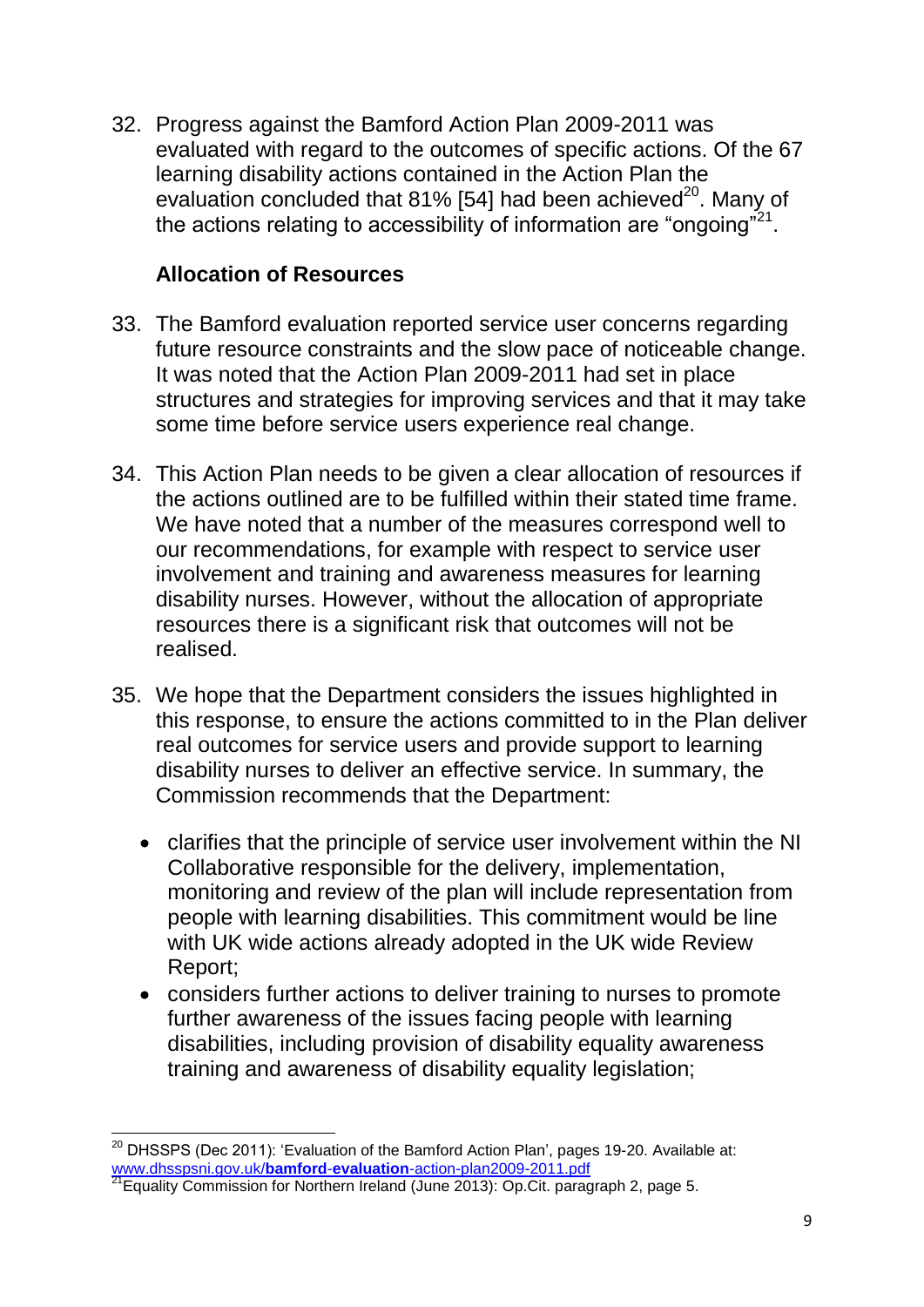32. Progress against the Bamford Action Plan 2009-2011 was evaluated with regard to the outcomes of specific actions. Of the 67 learning disability actions contained in the Action Plan the evaluation concluded that 81% [54] had been achieved[20]. Many of the actions relating to accessibility of information are "ongoing"[21].

### Allocation of Resources

33. The Bamford evaluation reported service user concerns regarding future resource constraints and the slow pace of noticeable change. It was noted that the Action Plan 2009-2011 had set in place structures and strategies for improving services and that it may take some time before service users experience real change.

34. This Action Plan needs to be given a clear allocation of resources if the actions outlined are to be fulfilled within their stated time frame. We have noted that a number of the measures correspond well to our recommendations, for example with respect to service user involvement and training and awareness measures for learning disability nurses. However, without the allocation of appropriate resources there is a significant risk that outcomes will not be realised.

35. We hope that the Department considers the issues highlighted in this response, to ensure the actions committed to in the Plan deliver real outcomes for service users and provide support to learning disability nurses to deliver an effective service. In summary, the Commission recommends that the Department:

    - clarifies that the principle of service user involvement within the NI Collaborative responsible for the delivery, implementation, monitoring and review of the plan will include representation from people with learning disabilities. This commitment would be line with UK wide actions already adopted in the UK wide Review Report;
    - considers further actions to deliver training to nurses to promote further awareness of the issues facing people with learning disabilities, including provision of disability equality awareness training and awareness of disability equality legislation;

---

[20] DHSSPS (Dec 2011): 'Evaluation of the Bamford Action Plan', pages 19-20. Available at: www.dhsspsni.gov.uk/**bamford-evaluation**-action-plan2009-2011.pdf

[21] Equality Commission for Northern Ireland (June 2013): Op.Cit. paragraph 2, page 5.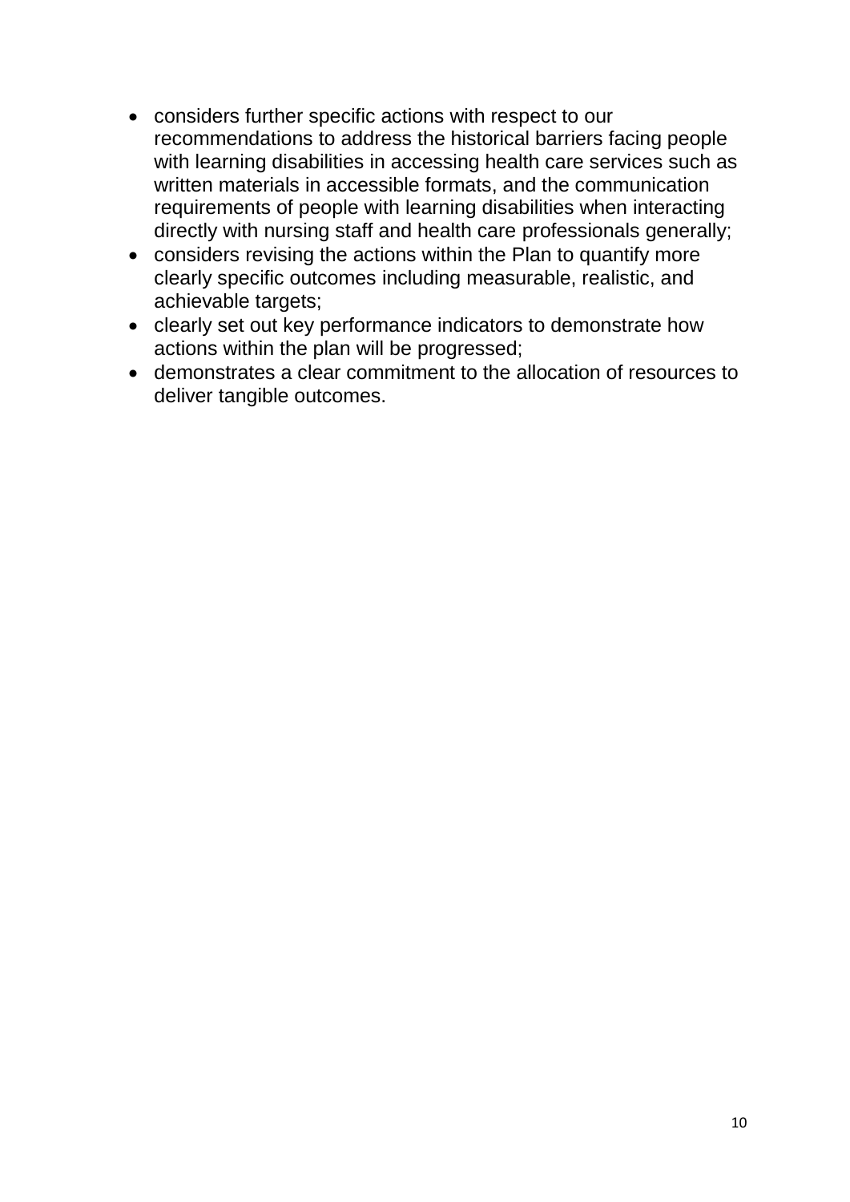- considers further specific actions with respect to our recommendations to address the historical barriers facing people with learning disabilities in accessing health care services such as written materials in accessible formats, and the communication requirements of people with learning disabilities when interacting directly with nursing staff and health care professionals generally;
- considers revising the actions within the Plan to quantify more clearly specific outcomes including measurable, realistic, and achievable targets;
- clearly set out key performance indicators to demonstrate how actions within the plan will be progressed;
- demonstrates a clear commitment to the allocation of resources to deliver tangible outcomes.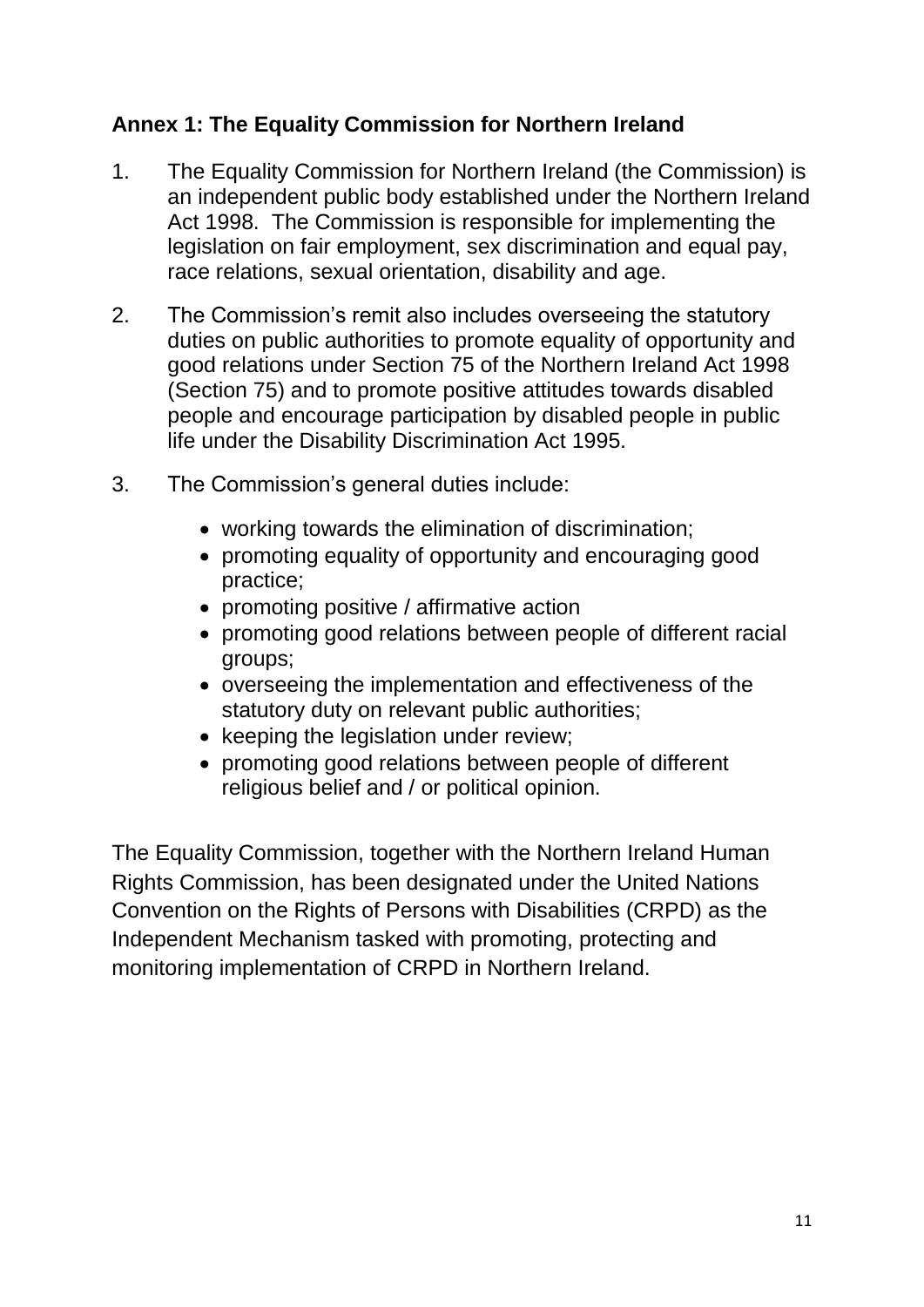## Annex 1: The Equality Commission for Northern Ireland

1. The Equality Commission for Northern Ireland (the Commission) is an independent public body established under the Northern Ireland Act 1998. The Commission is responsible for implementing the legislation on fair employment, sex discrimination and equal pay, race relations, sexual orientation, disability and age.

2. The Commission's remit also includes overseeing the statutory duties on public authorities to promote equality of opportunity and good relations under Section 75 of the Northern Ireland Act 1998 (Section 75) and to promote positive attitudes towards disabled people and encourage participation by disabled people in public life under the Disability Discrimination Act 1995.

3. The Commission's general duties include:

    - working towards the elimination of discrimination;
    - promoting equality of opportunity and encouraging good practice;
    - promoting positive / affirmative action
    - promoting good relations between people of different racial groups;
    - overseeing the implementation and effectiveness of the statutory duty on relevant public authorities;
    - keeping the legislation under review;
    - promoting good relations between people of different religious belief and / or political opinion.

The Equality Commission, together with the Northern Ireland Human Rights Commission, has been designated under the United Nations Convention on the Rights of Persons with Disabilities (CRPD) as the Independent Mechanism tasked with promoting, protecting and monitoring implementation of CRPD in Northern Ireland.